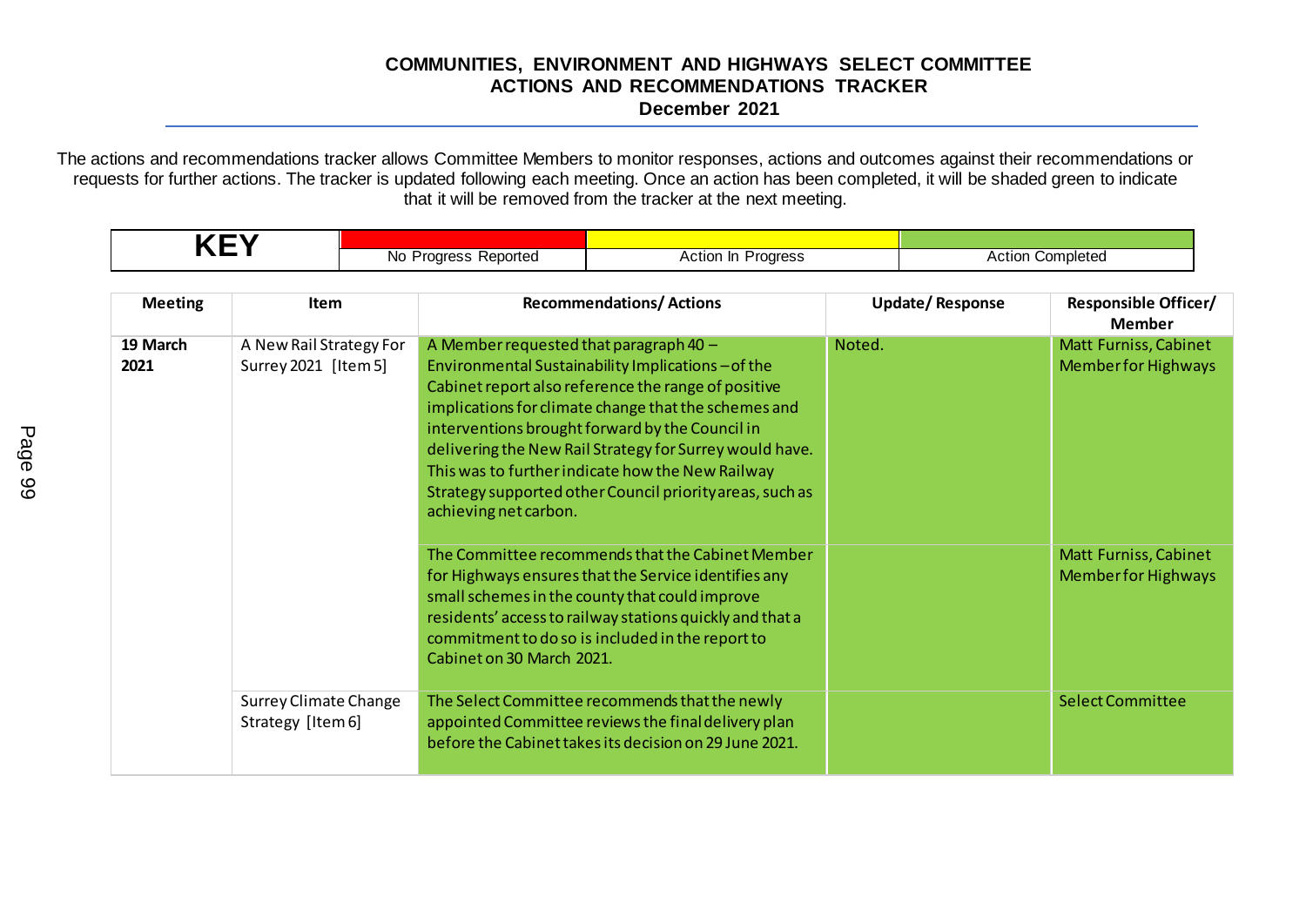# COMMUNITIES, ENVIRONMENT AND HIGHWAYS SELECT COMMITTEE
## ACTIONS AND RECOMMENDATIONS TRACKER
### December 2021

The actions and recommendations tracker allows Committee Members to monitor responses, actions and outcomes against their recommendations or requests for further actions. The tracker is updated following each meeting. Once an action has been completed, it will be shaded green to indicate that it will be removed from the tracker at the next meeting.

| KEY | | | |
|---|---|---|---|
| | No Progress Reported | Action In Progress | Action Completed |

| Meeting | Item | Recommendations/ Actions | Update/ Response | Responsible Officer/ Member |
|---|---|---|---|---|
| 19 March 2021 | A New Rail Strategy For Surrey 2021 [Item 5] | A Member requested that paragraph 40 – Environmental Sustainability Implications – of the Cabinet report also reference the range of positive implications for climate change that the schemes and interventions brought forward by the Council in delivering the New Rail Strategy for Surrey would have. This was to further indicate how the New Railway Strategy supported other Council priority areas, such as achieving net carbon. | Noted. | Matt Furniss, Cabinet Member for Highways |
| | | The Committee recommends that the Cabinet Member for Highways ensures that the Service identifies any small schemes in the county that could improve residents' access to railway stations quickly and that a commitment to do so is included in the report to Cabinet on 30 March 2021. | | Matt Furniss, Cabinet Member for Highways |
| | Surrey Climate Change Strategy [Item 6] | The Select Committee recommends that the newly appointed Committee reviews the final delivery plan before the Cabinet takes its decision on 29 June 2021. | | Select Committee |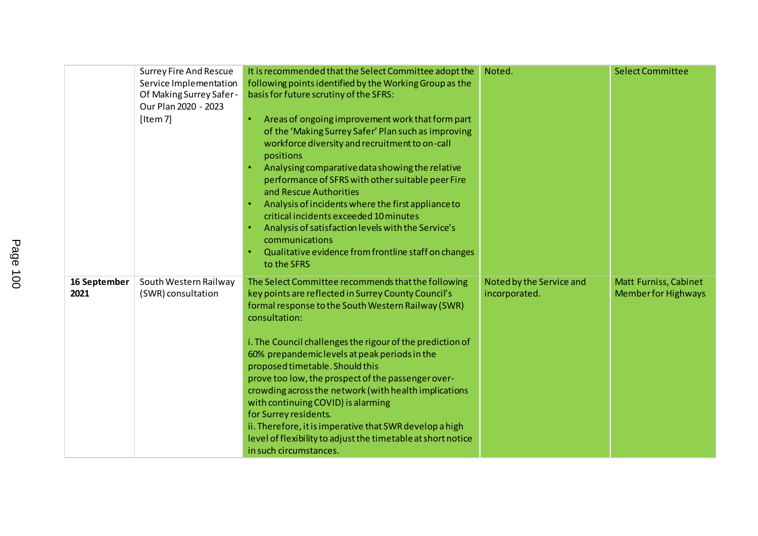| | | | | |
|---|---|---|---|---|
| | Surrey Fire And Rescue Service Implementation Of Making Surrey Safer - Our Plan 2020 - 2023 [Item 7] | It is recommended that the Select Committee adopt the following points identified by the Working Group as the basis for future scrutiny of the SFRS:<br><br>• Areas of ongoing improvement work that form part of the 'Making Surrey Safer' Plan such as improving workforce diversity and recruitment to on-call positions<br>• Analysing comparative data showing the relative performance of SFRS with other suitable peer Fire and Rescue Authorities<br>• Analysis of incidents where the first appliance to critical incidents exceeded 10 minutes<br>• Analysis of satisfaction levels with the Service's communications<br>• Qualitative evidence from frontline staff on changes to the SFRS | Noted. | Select Committee |
| **16 September 2021** | South Western Railway (SWR) consultation | The Select Committee recommends that the following key points are reflected in Surrey County Council's formal response to the South Western Railway (SWR) consultation:<br><br>i. The Council challenges the rigour of the prediction of 60% prepandemic levels at peak periods in the proposed timetable. Should this prove too low, the prospect of the passenger over-crowding across the network (with health implications with continuing COVID) is alarming for Surrey residents.<br>ii. Therefore, it is imperative that SWR develop a high level of flexibility to adjust the timetable at short notice in such circumstances. | Noted by the Service and incorporated. | Matt Furniss, Cabinet Member for Highways |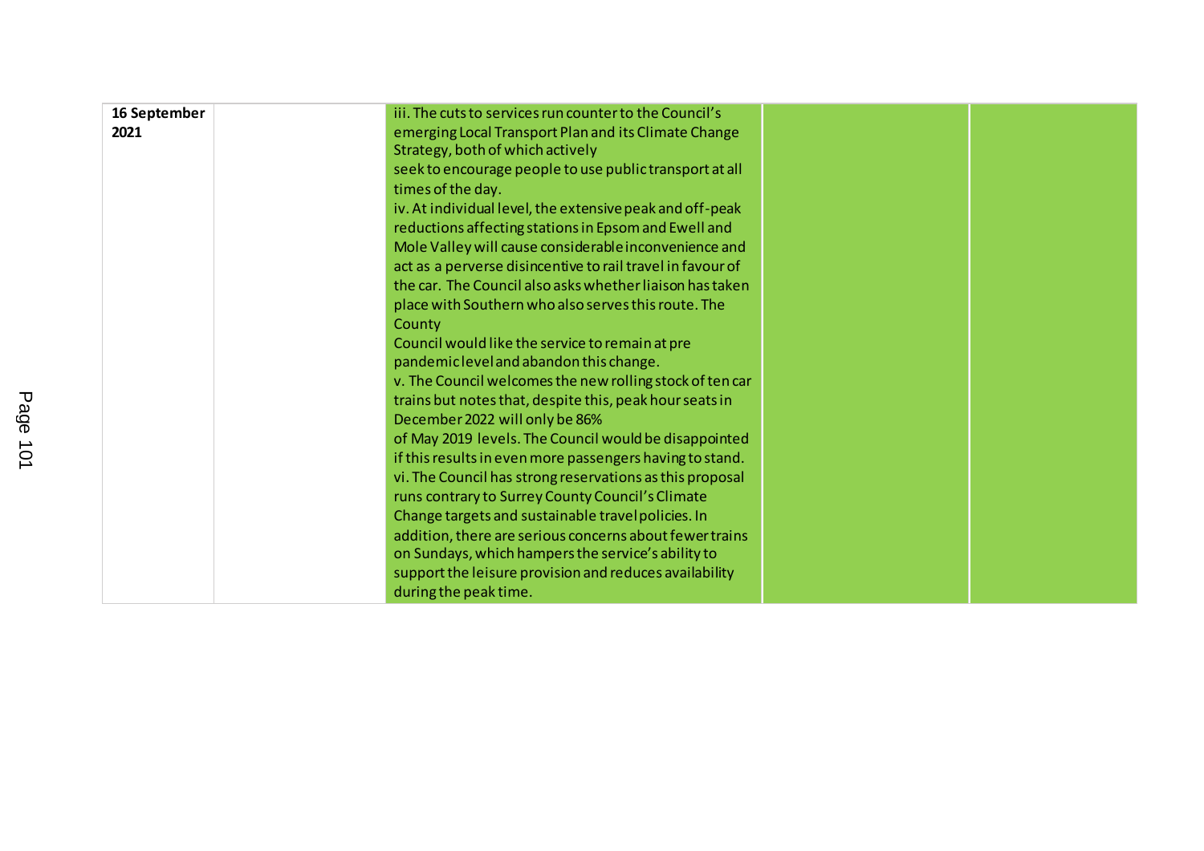| | | | | |
|---|---|---|---|---|
| **16 September 2021** | | iii. The cuts to services run counter to the Council's emerging Local Transport Plan and its Climate Change Strategy, both of which actively seek to encourage people to use public transport at all times of the day.<br>iv. At individual level, the extensive peak and off-peak reductions affecting stations in Epsom and Ewell and Mole Valley will cause considerable inconvenience and act as a perverse disincentive to rail travel in favour of the car. The Council also asks whether liaison has taken place with Southern who also serves this route. The County Council would like the service to remain at pre pandemic level and abandon this change.<br>v. The Council welcomes the new rolling stock of ten car trains but notes that, despite this, peak hour seats in December 2022 will only be 86% of May 2019 levels. The Council would be disappointed if this results in even more passengers having to stand.<br>vi. The Council has strong reservations as this proposal runs contrary to Surrey County Council's Climate Change targets and sustainable travel policies. In addition, there are serious concerns about fewer trains on Sundays, which hampers the service's ability to support the leisure provision and reduces availability during the peak time. | | |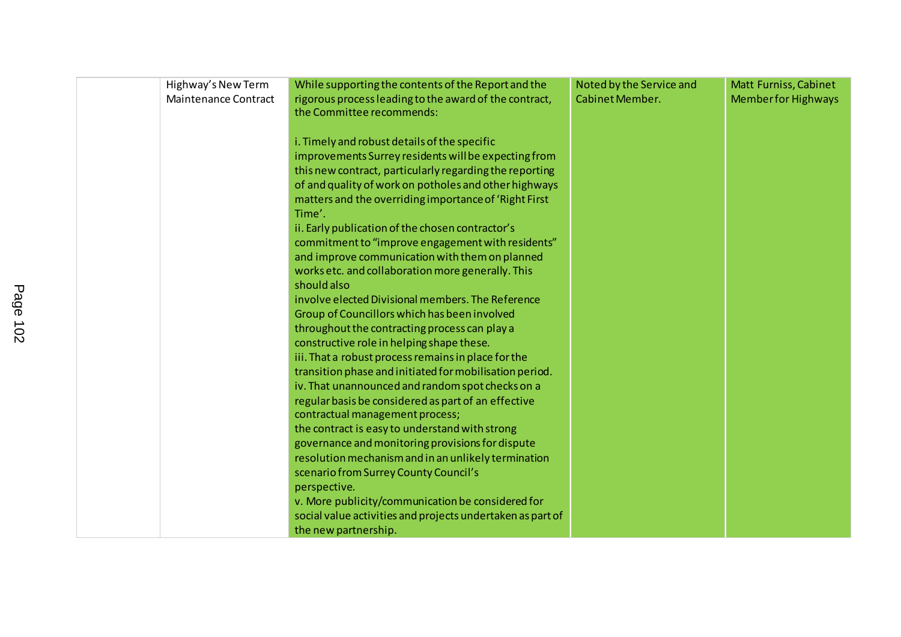| | | | | |
|---|---|---|---|---|
| | Highway's New Term Maintenance Contract | While supporting the contents of the Report and the rigorous process leading to the award of the contract, the Committee recommends:<br><br>i. Timely and robust details of the specific improvements Surrey residents will be expecting from this new contract, particularly regarding the reporting of and quality of work on potholes and other highways matters and the overriding importance of 'Right First Time'.<br>ii. Early publication of the chosen contractor's commitment to "improve engagement with residents" and improve communication with them on planned works etc. and collaboration more generally. This should also involve elected Divisional members. The Reference Group of Councillors which has been involved throughout the contracting process can play a constructive role in helping shape these.<br>iii. That a robust process remains in place for the transition phase and initiated for mobilisation period.<br>iv. That unannounced and random spot checks on a regular basis be considered as part of an effective contractual management process;<br>the contract is easy to understand with strong governance and monitoring provisions for dispute resolution mechanism and in an unlikely termination scenario from Surrey County Council's perspective.<br>v. More publicity/communication be considered for social value activities and projects undertaken as part of the new partnership. | Noted by the Service and Cabinet Member. | Matt Furniss, Cabinet Member for Highways |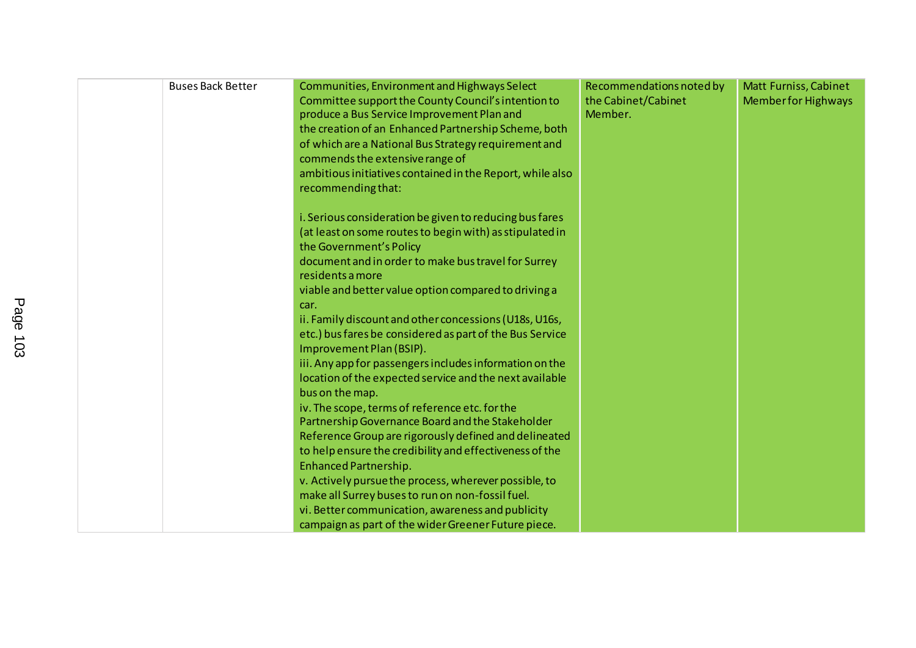| | | | | |
|---|---|---|---|---|
| | Buses Back Better | Communities, Environment and Highways Select Committee support the County Council's intention to produce a Bus Service Improvement Plan and the creation of an Enhanced Partnership Scheme, both of which are a National Bus Strategy requirement and commends the extensive range of ambitious initiatives contained in the Report, while also recommending that:<br><br>i. Serious consideration be given to reducing bus fares (at least on some routes to begin with) as stipulated in the Government's Policy document and in order to make bus travel for Surrey residents a more viable and better value option compared to driving a car.<br>ii. Family discount and other concessions (U18s, U16s, etc.) bus fares be considered as part of the Bus Service Improvement Plan (BSIP).<br>iii. Any app for passengers includes information on the location of the expected service and the next available bus on the map.<br>iv. The scope, terms of reference etc. for the Partnership Governance Board and the Stakeholder Reference Group are rigorously defined and delineated to help ensure the credibility and effectiveness of the Enhanced Partnership.<br>v. Actively pursue the process, wherever possible, to make all Surrey buses to run on non-fossil fuel.<br>vi. Better communication, awareness and publicity campaign as part of the wider Greener Future piece. | Recommendations noted by the Cabinet/Cabinet Member. | Matt Furniss, Cabinet Member for Highways |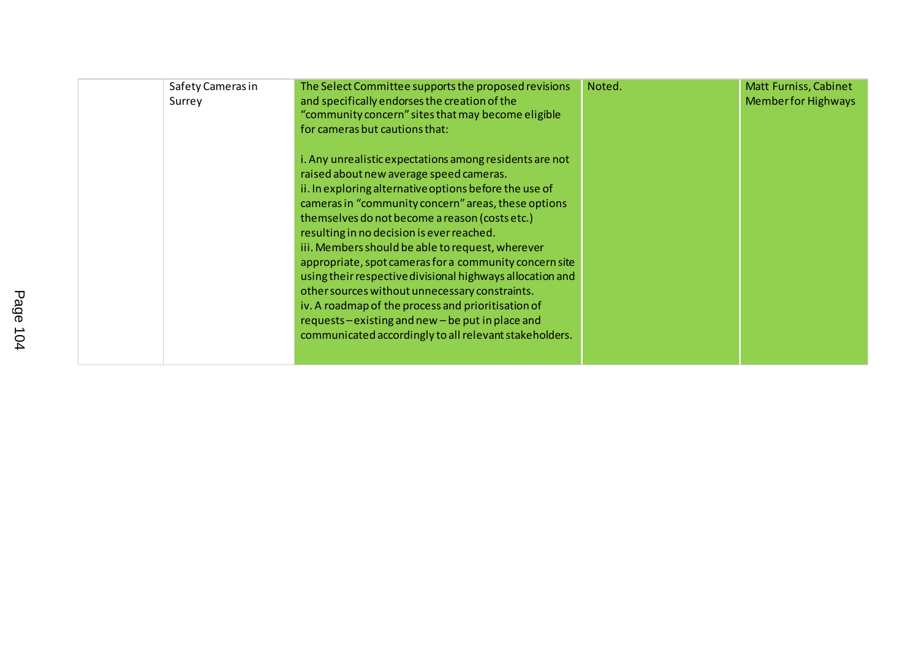| | | | | |
|---|---|---|---|---|
| | Safety Cameras in Surrey | The Select Committee supports the proposed revisions and specifically endorses the creation of the "community concern" sites that may become eligible for cameras but cautions that:<br><br>i. Any unrealistic expectations among residents are not raised about new average speed cameras.<br>ii. In exploring alternative options before the use of cameras in "community concern" areas, these options themselves do not become a reason (costs etc.) resulting in no decision is ever reached.<br>iii. Members should be able to request, wherever appropriate, spot cameras for a community concern site using their respective divisional highways allocation and other sources without unnecessary constraints.<br>iv. A roadmap of the process and prioritisation of requests – existing and new – be put in place and communicated accordingly to all relevant stakeholders. | Noted. | Matt Furniss, Cabinet Member for Highways |